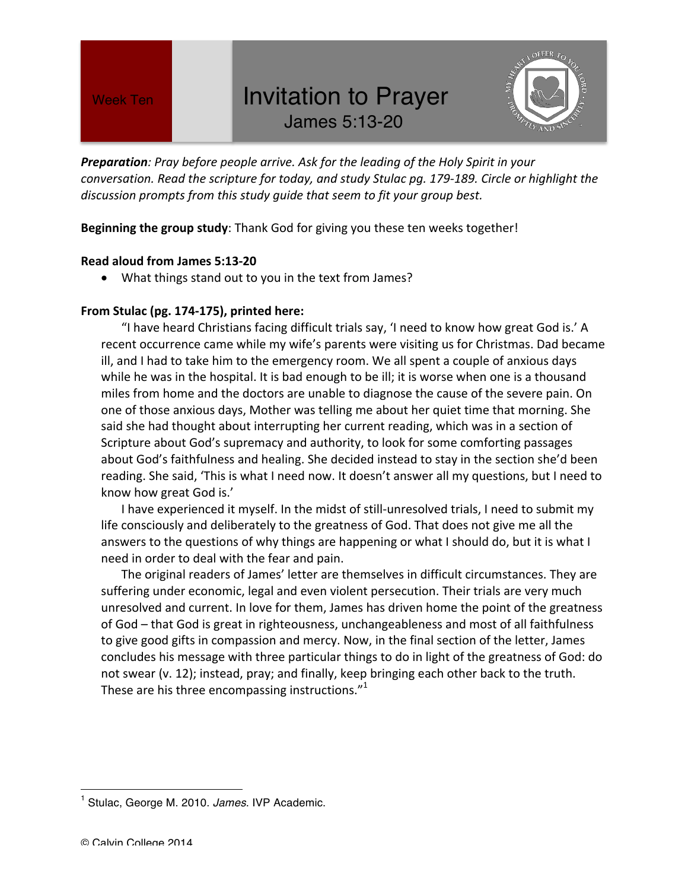Week Ten

# Invitation to Prayer

## James 5:13-20

***Preparation**: Pray before people arrive. Ask for the leading of the Holy Spirit in your conversation. Read the scripture for today, and study Stulac pg. 179-189. Circle or highlight the discussion prompts from this study guide that seem to fit your group best.*

**Beginning the group study**: Thank God for giving you these ten weeks together!

**Read aloud from James 5:13-20**

- What things stand out to you in the text from James?

**From Stulac (pg. 174-175), printed here:**

"I have heard Christians facing difficult trials say, 'I need to know how great God is.' A recent occurrence came while my wife's parents were visiting us for Christmas. Dad became ill, and I had to take him to the emergency room. We all spent a couple of anxious days while he was in the hospital. It is bad enough to be ill; it is worse when one is a thousand miles from home and the doctors are unable to diagnose the cause of the severe pain. On one of those anxious days, Mother was telling me about her quiet time that morning. She said she had thought about interrupting her current reading, which was in a section of Scripture about God's supremacy and authority, to look for some comforting passages about God's faithfulness and healing. She decided instead to stay in the section she'd been reading. She said, 'This is what I need now. It doesn't answer all my questions, but I need to know how great God is.'

I have experienced it myself. In the midst of still-unresolved trials, I need to submit my life consciously and deliberately to the greatness of God. That does not give me all the answers to the questions of why things are happening or what I should do, but it is what I need in order to deal with the fear and pain.

The original readers of James' letter are themselves in difficult circumstances. They are suffering under economic, legal and even violent persecution. Their trials are very much unresolved and current. In love for them, James has driven home the point of the greatness of God – that God is great in righteousness, unchangeableness and most of all faithfulness to give good gifts in compassion and mercy. Now, in the final section of the letter, James concludes his message with three particular things to do in light of the greatness of God: do not swear (v. 12); instead, pray; and finally, keep bringing each other back to the truth. These are his three encompassing instructions."[1]

[1] Stulac, George M. 2010. *James*. IVP Academic.

© Calvin College 2014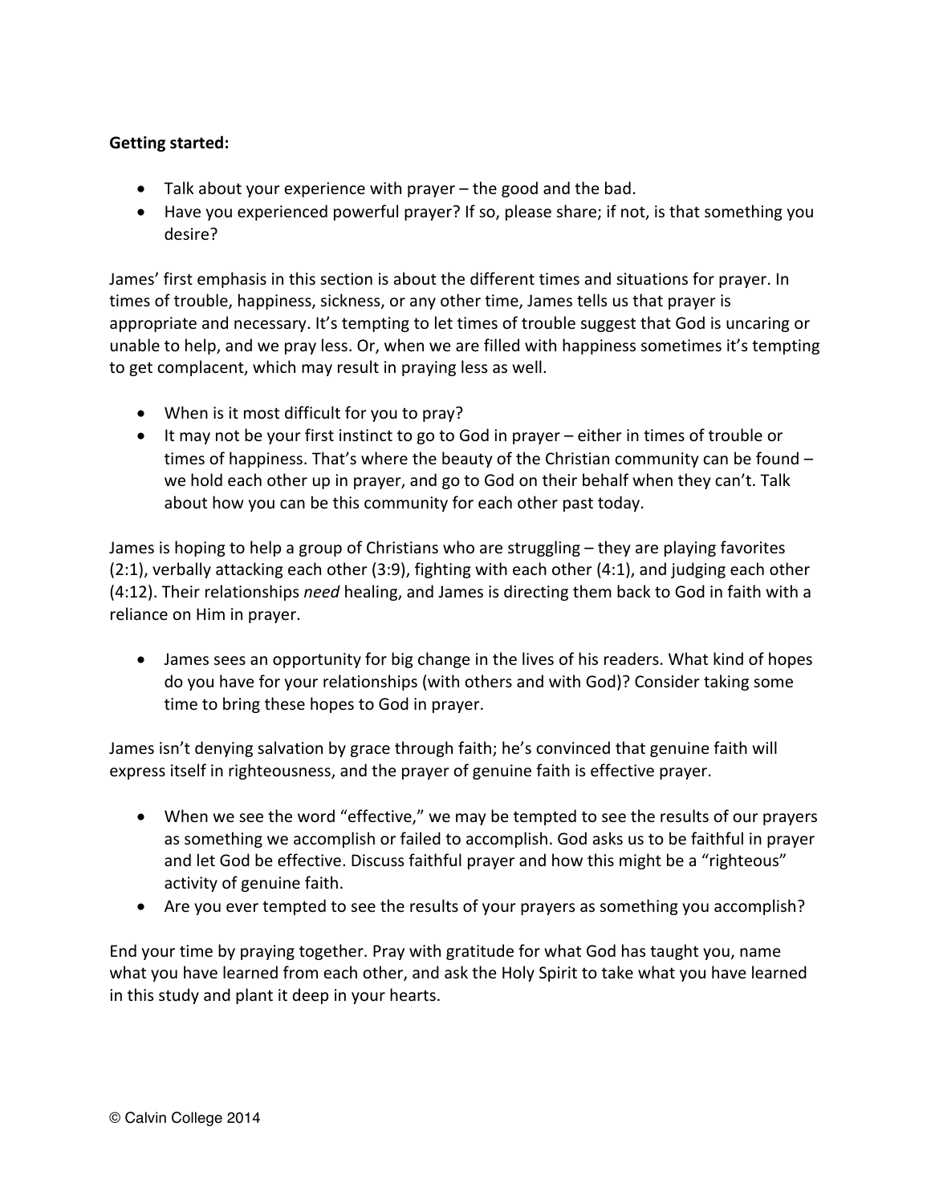**Getting started:**

- Talk about your experience with prayer – the good and the bad.
- Have you experienced powerful prayer? If so, please share; if not, is that something you desire?

James' first emphasis in this section is about the different times and situations for prayer. In times of trouble, happiness, sickness, or any other time, James tells us that prayer is appropriate and necessary. It's tempting to let times of trouble suggest that God is uncaring or unable to help, and we pray less. Or, when we are filled with happiness sometimes it's tempting to get complacent, which may result in praying less as well.

- When is it most difficult for you to pray?
- It may not be your first instinct to go to God in prayer – either in times of trouble or times of happiness. That's where the beauty of the Christian community can be found – we hold each other up in prayer, and go to God on their behalf when they can't. Talk about how you can be this community for each other past today.

James is hoping to help a group of Christians who are struggling – they are playing favorites (2:1), verbally attacking each other (3:9), fighting with each other (4:1), and judging each other (4:12). Their relationships *need* healing, and James is directing them back to God in faith with a reliance on Him in prayer.

- James sees an opportunity for big change in the lives of his readers. What kind of hopes do you have for your relationships (with others and with God)? Consider taking some time to bring these hopes to God in prayer.

James isn't denying salvation by grace through faith; he's convinced that genuine faith will express itself in righteousness, and the prayer of genuine faith is effective prayer.

- When we see the word "effective," we may be tempted to see the results of our prayers as something we accomplish or failed to accomplish. God asks us to be faithful in prayer and let God be effective. Discuss faithful prayer and how this might be a "righteous" activity of genuine faith.
- Are you ever tempted to see the results of your prayers as something you accomplish?

End your time by praying together. Pray with gratitude for what God has taught you, name what you have learned from each other, and ask the Holy Spirit to take what you have learned in this study and plant it deep in your hearts.

© Calvin College 2014